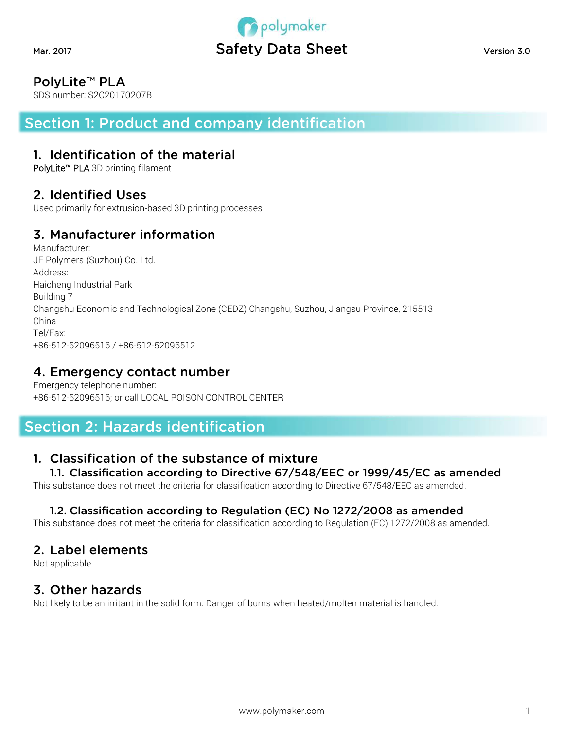Mar. 2017

# Safety Data Sheet

Version 3.0

## PolyLite™ PLA

SDS number: S2C20170207B

## Section 1: Product and company identification

### 1. Identification of the material

PolyLite™ PLA 3D printing filament

### 2. Identified Uses

Used primarily for extrusion-based 3D printing processes

### 3. Manufacturer information

Manufacturer:
JF Polymers (Suzhou) Co. Ltd.
Address:
Haicheng Industrial Park
Building 7
Changshu Economic and Technological Zone (CEDZ) Changshu, Suzhou, Jiangsu Province, 215513
China
Tel/Fax:
+86-512-52096516 / +86-512-52096512

### 4. Emergency contact number

Emergency telephone number:
+86-512-52096516; or call LOCAL POISON CONTROL CENTER

## Section 2: Hazards identification

### 1. Classification of the substance of mixture

#### 1.1. Classification according to Directive 67/548/EEC or 1999/45/EC as amended

This substance does not meet the criteria for classification according to Directive 67/548/EEC as amended.

#### 1.2. Classification according to Regulation (EC) No 1272/2008 as amended

This substance does not meet the criteria for classification according to Regulation (EC) 1272/2008 as amended.

### 2. Label elements

Not applicable.

### 3. Other hazards

Not likely to be an irritant in the solid form. Danger of burns when heated/molten material is handled.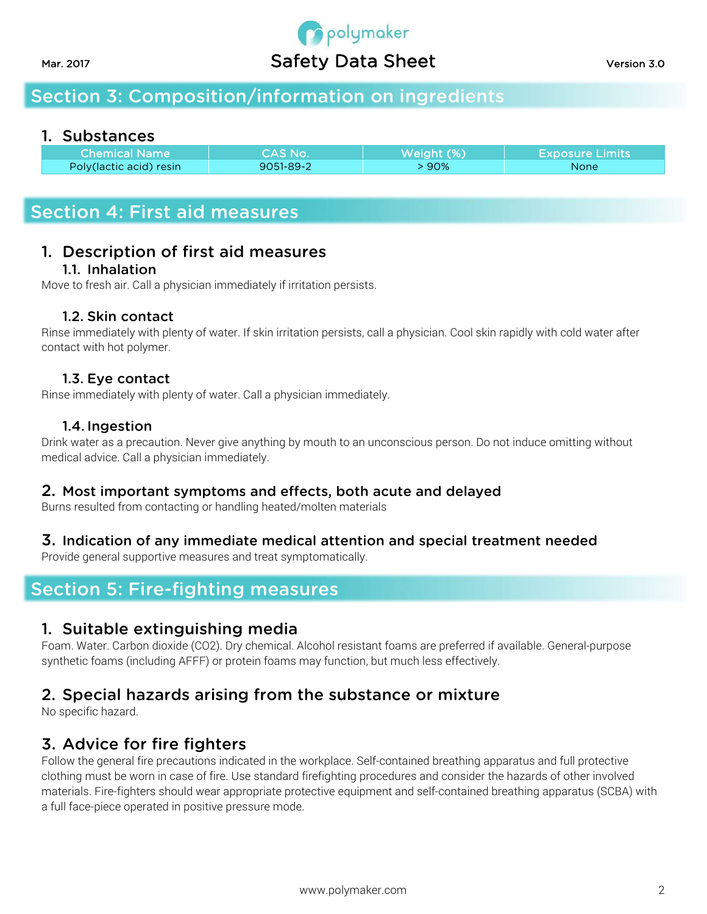## Section 3: Composition/information on ingredients

### 1. Substances

| Chemical Name | CAS No. | Weight (%) | Exposure Limits |
|---|---|---|---|
| Poly(lactic acid) resin | 9051-89-2 | > 90% | None |

## Section 4: First aid measures

### 1. Description of first aid measures

#### 1.1. Inhalation

Move to fresh air. Call a physician immediately if irritation persists.

#### 1.2. Skin contact

Rinse immediately with plenty of water. If skin irritation persists, call a physician. Cool skin rapidly with cold water after contact with hot polymer.

#### 1.3. Eye contact

Rinse immediately with plenty of water. Call a physician immediately.

#### 1.4. Ingestion

Drink water as a precaution. Never give anything by mouth to an unconscious person. Do not induce omitting without medical advice. Call a physician immediately.

### 2. Most important symptoms and effects, both acute and delayed

Burns resulted from contacting or handling heated/molten materials

### 3. Indication of any immediate medical attention and special treatment needed

Provide general supportive measures and treat symptomatically.

## Section 5: Fire-fighting measures

### 1. Suitable extinguishing media

Foam. Water. Carbon dioxide (CO2). Dry chemical. Alcohol resistant foams are preferred if available. General-purpose synthetic foams (including AFFF) or protein foams may function, but much less effectively.

### 2. Special hazards arising from the substance or mixture

No specific hazard.

### 3. Advice for fire fighters

Follow the general fire precautions indicated in the workplace. Self-contained breathing apparatus and full protective clothing must be worn in case of fire. Use standard firefighting procedures and consider the hazards of other involved materials. Fire-fighters should wear appropriate protective equipment and self-contained breathing apparatus (SCBA) with a full face-piece operated in positive pressure mode.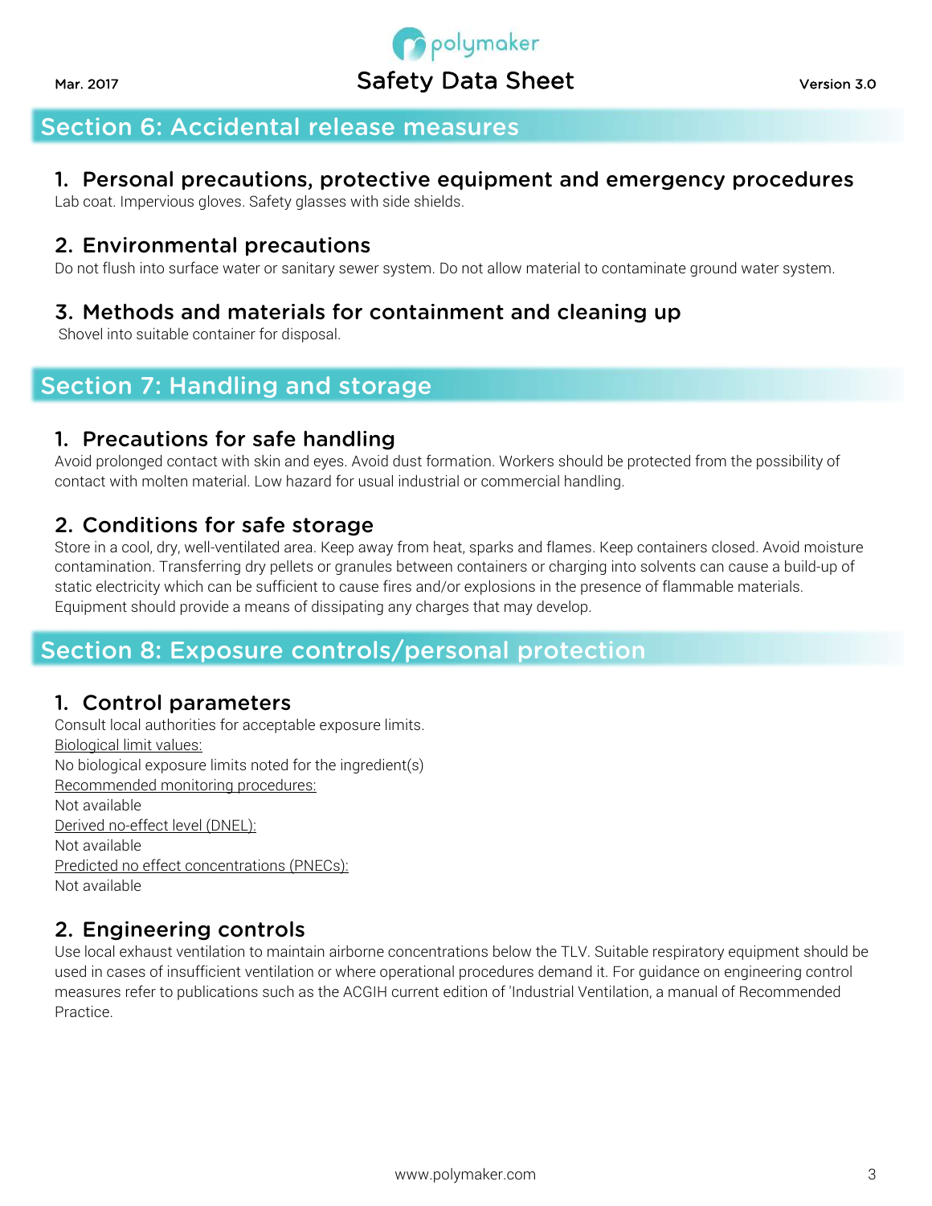## Section 6: Accidental release measures

### 1. Personal precautions, protective equipment and emergency procedures

Lab coat. Impervious gloves. Safety glasses with side shields.

### 2. Environmental precautions

Do not flush into surface water or sanitary sewer system. Do not allow material to contaminate ground water system.

### 3. Methods and materials for containment and cleaning up

Shovel into suitable container for disposal.

## Section 7: Handling and storage

### 1. Precautions for safe handling

Avoid prolonged contact with skin and eyes. Avoid dust formation. Workers should be protected from the possibility of contact with molten material. Low hazard for usual industrial or commercial handling.

### 2. Conditions for safe storage

Store in a cool, dry, well-ventilated area. Keep away from heat, sparks and flames. Keep containers closed. Avoid moisture contamination. Transferring dry pellets or granules between containers or charging into solvents can cause a build-up of static electricity which can be sufficient to cause fires and/or explosions in the presence of flammable materials. Equipment should provide a means of dissipating any charges that may develop.

## Section 8: Exposure controls/personal protection

### 1. Control parameters

Consult local authorities for acceptable exposure limits.

Biological limit values:
No biological exposure limits noted for the ingredient(s)

Recommended monitoring procedures:
Not available

Derived no-effect level (DNEL):
Not available

Predicted no effect concentrations (PNECs):
Not available

### 2. Engineering controls

Use local exhaust ventilation to maintain airborne concentrations below the TLV. Suitable respiratory equipment should be used in cases of insufficient ventilation or where operational procedures demand it. For guidance on engineering control measures refer to publications such as the ACGIH current edition of 'Industrial Ventilation, a manual of Recommended Practice.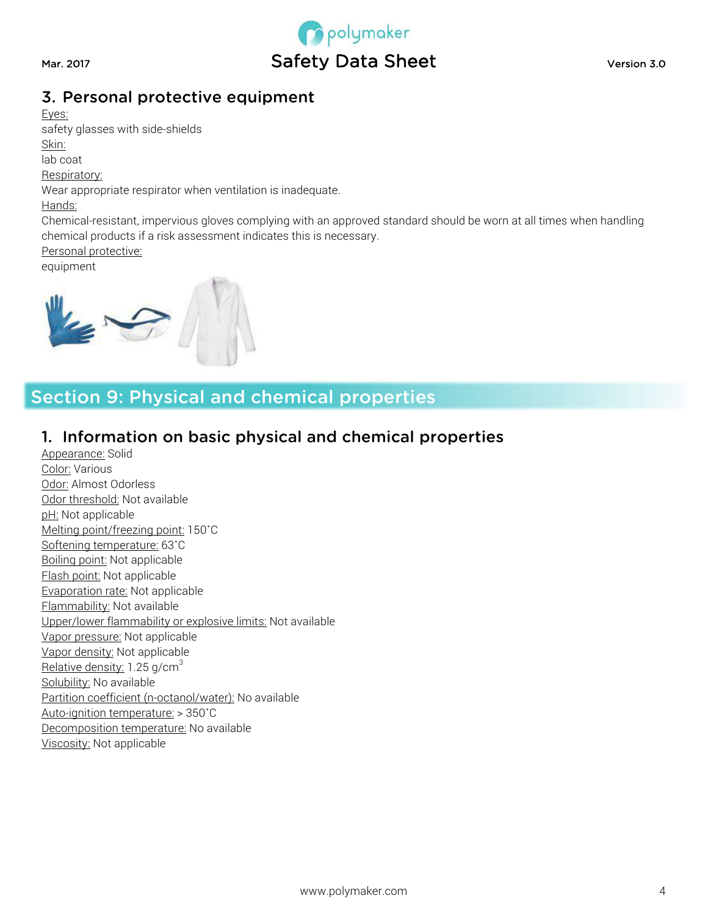## 3. Personal protective equipment

Eyes:

safety glasses with side-shields

Skin:

lab coat

Respiratory:

Wear appropriate respirator when ventilation is inadequate.

Hands:

Chemical-resistant, impervious gloves complying with an approved standard should be worn at all times when handling chemical products if a risk assessment indicates this is necessary.

Personal protective:

equipment

# Section 9: Physical and chemical properties

## 1. Information on basic physical and chemical properties

Appearance: Solid
Color: Various
Odor: Almost Odorless
Odor threshold: Not available
pH: Not applicable
Melting point/freezing point: 150˚C
Softening temperature: 63˚C
Boiling point: Not applicable
Flash point: Not applicable
Evaporation rate: Not applicable
Flammability: Not available
Upper/lower flammability or explosive limits: Not available
Vapor pressure: Not applicable
Vapor density: Not applicable
Relative density: 1.25 g/cm$^3$
Solubility: No available
Partition coefficient (n-octanol/water): No available
Auto-ignition temperature: > 350˚C
Decomposition temperature: No available
Viscosity: Not applicable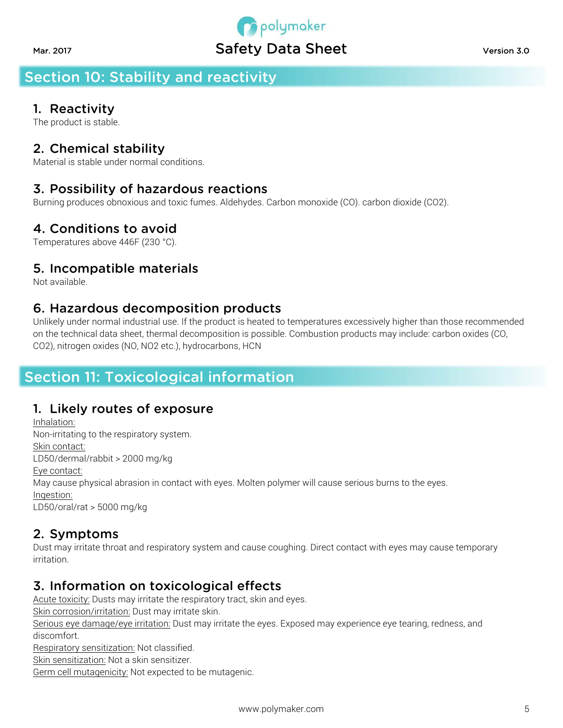## Section 10: Stability and reactivity

### 1. Reactivity

The product is stable.

### 2. Chemical stability

Material is stable under normal conditions.

### 3. Possibility of hazardous reactions

Burning produces obnoxious and toxic fumes. Aldehydes. Carbon monoxide (CO). carbon dioxide ($CO_2$).

### 4. Conditions to avoid

Temperatures above 446F (230 °C).

### 5. Incompatible materials

Not available.

### 6. Hazardous decomposition products

Unlikely under normal industrial use. If the product is heated to temperatures excessively higher than those recommended on the technical data sheet, thermal decomposition is possible. Combustion products may include: carbon oxides (CO, $CO_2$), nitrogen oxides (NO, $NO_2$ etc.), hydrocarbons, HCN

## Section 11: Toxicological information

### 1. Likely routes of exposure

Inhalation:
Non-irritating to the respiratory system.
Skin contact:
LD50/dermal/rabbit > 2000 mg/kg
Eye contact:
May cause physical abrasion in contact with eyes. Molten polymer will cause serious burns to the eyes.
Ingestion:
LD50/oral/rat > 5000 mg/kg

### 2. Symptoms

Dust may irritate throat and respiratory system and cause coughing. Direct contact with eyes may cause temporary irritation.

### 3. Information on toxicological effects

Acute toxicity: Dusts may irritate the respiratory tract, skin and eyes.
Skin corrosion/irritation: Dust may irritate skin.
Serious eye damage/eye irritation: Dust may irritate the eyes. Exposed may experience eye tearing, redness, and discomfort.
Respiratory sensitization: Not classified.
Skin sensitization: Not a skin sensitizer.
Germ cell mutagenicity: Not expected to be mutagenic.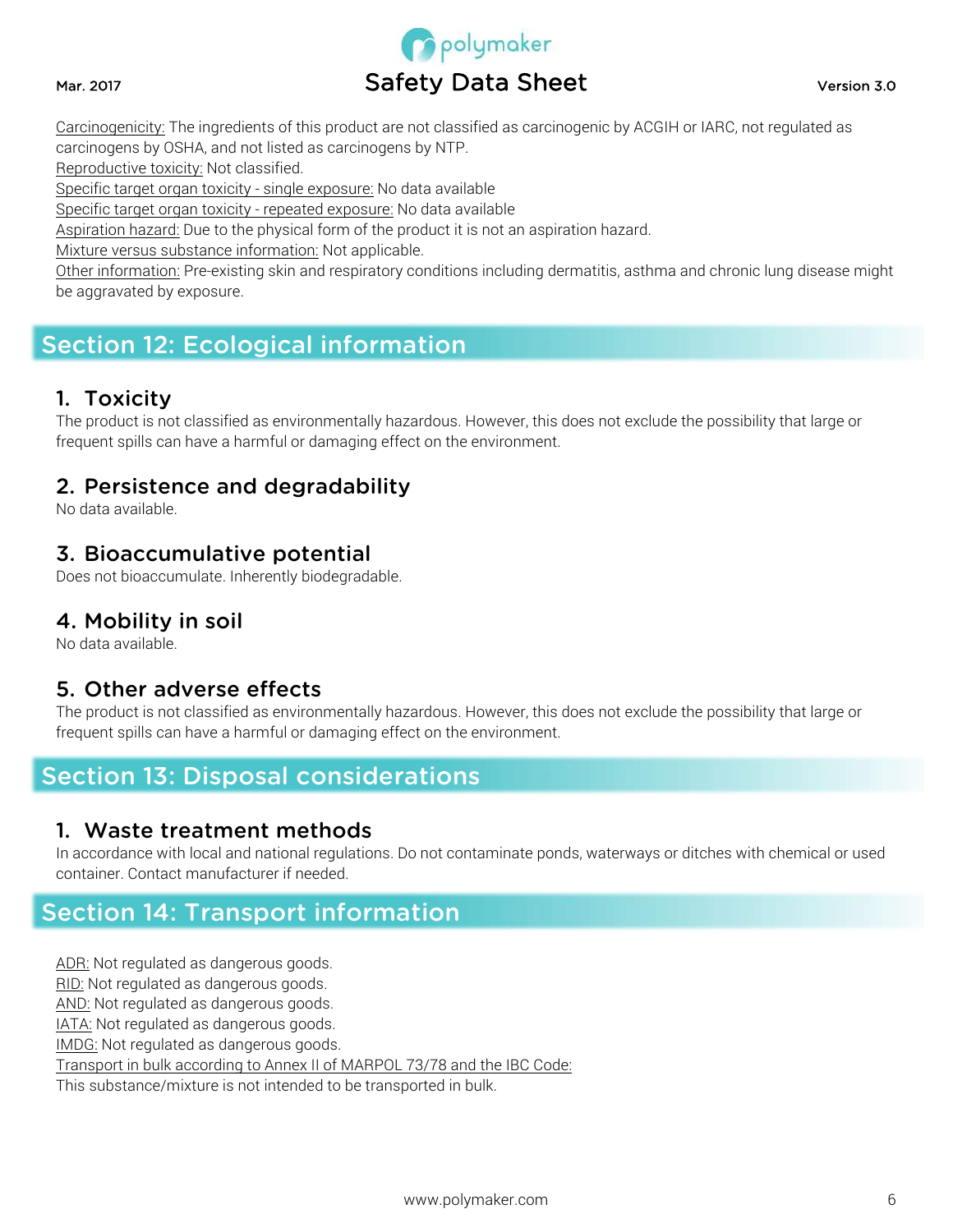Carcinogenicity: The ingredients of this product are not classified as carcinogenic by ACGIH or IARC, not regulated as carcinogens by OSHA, and not listed as carcinogens by NTP.
Reproductive toxicity: Not classified.
Specific target organ toxicity - single exposure: No data available
Specific target organ toxicity - repeated exposure: No data available
Aspiration hazard: Due to the physical form of the product it is not an aspiration hazard.
Mixture versus substance information: Not applicable.
Other information: Pre-existing skin and respiratory conditions including dermatitis, asthma and chronic lung disease might be aggravated by exposure.

## Section 12: Ecological information

### 1. Toxicity

The product is not classified as environmentally hazardous. However, this does not exclude the possibility that large or frequent spills can have a harmful or damaging effect on the environment.

### 2. Persistence and degradability

No data available.

### 3. Bioaccumulative potential

Does not bioaccumulate. Inherently biodegradable.

### 4. Mobility in soil

No data available.

### 5. Other adverse effects

The product is not classified as environmentally hazardous. However, this does not exclude the possibility that large or frequent spills can have a harmful or damaging effect on the environment.

## Section 13: Disposal considerations

### 1. Waste treatment methods

In accordance with local and national regulations. Do not contaminate ponds, waterways or ditches with chemical or used container. Contact manufacturer if needed.

## Section 14: Transport information

ADR: Not regulated as dangerous goods.
RID: Not regulated as dangerous goods.
AND: Not regulated as dangerous goods.
IATA: Not regulated as dangerous goods.
IMDG: Not regulated as dangerous goods.
Transport in bulk according to Annex II of MARPOL 73/78 and the IBC Code:
This substance/mixture is not intended to be transported in bulk.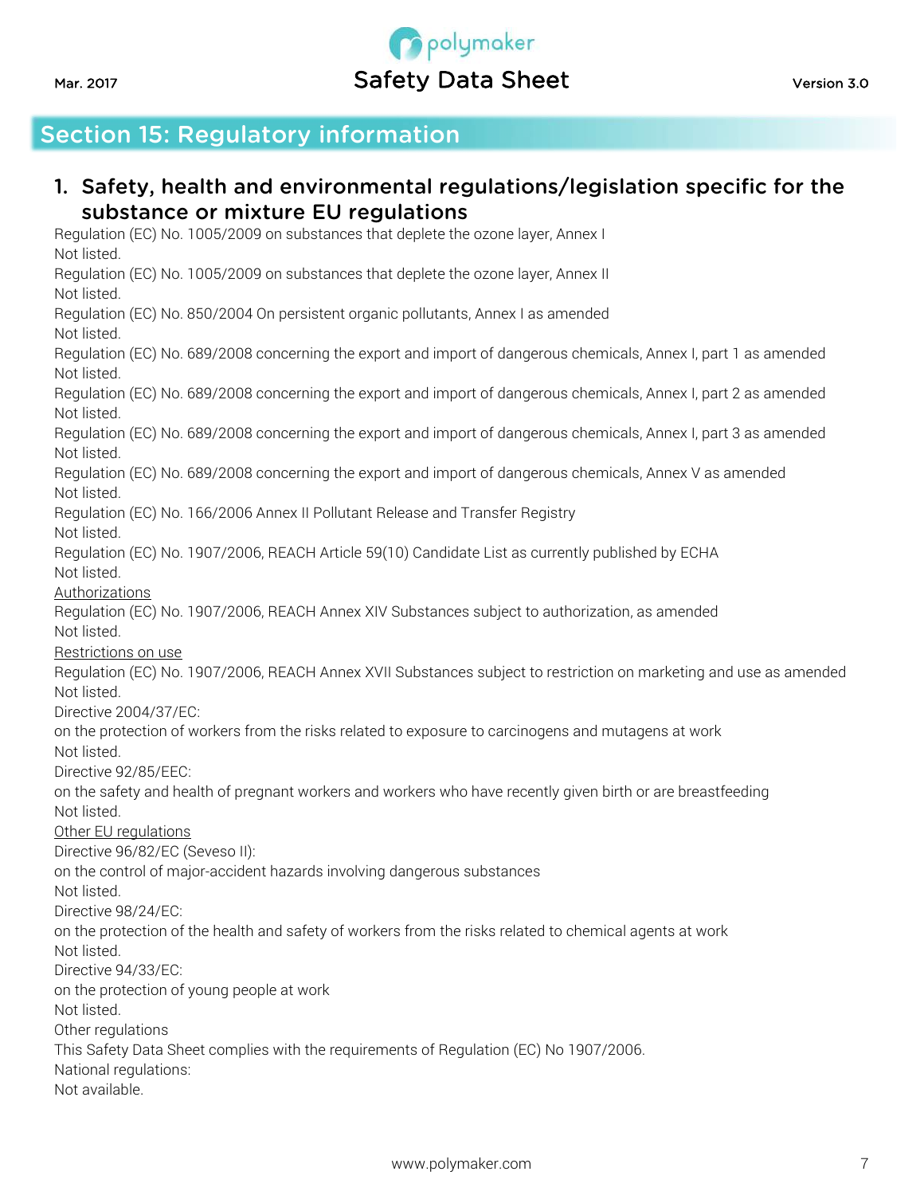## Section 15: Regulatory information

### 1. Safety, health and environmental regulations/legislation specific for the substance or mixture EU regulations

Regulation (EC) No. 1005/2009 on substances that deplete the ozone layer, Annex I
Not listed.
Regulation (EC) No. 1005/2009 on substances that deplete the ozone layer, Annex II
Not listed.
Regulation (EC) No. 850/2004 On persistent organic pollutants, Annex I as amended
Not listed.
Regulation (EC) No. 689/2008 concerning the export and import of dangerous chemicals, Annex I, part 1 as amended
Not listed.
Regulation (EC) No. 689/2008 concerning the export and import of dangerous chemicals, Annex I, part 2 as amended
Not listed.
Regulation (EC) No. 689/2008 concerning the export and import of dangerous chemicals, Annex I, part 3 as amended
Not listed.
Regulation (EC) No. 689/2008 concerning the export and import of dangerous chemicals, Annex V as amended
Not listed.
Regulation (EC) No. 166/2006 Annex II Pollutant Release and Transfer Registry
Not listed.
Regulation (EC) No. 1907/2006, REACH Article 59(10) Candidate List as currently published by ECHA
Not listed.

<u>Authorizations</u>

Regulation (EC) No. 1907/2006, REACH Annex XIV Substances subject to authorization, as amended
Not listed.

<u>Restrictions on use</u>

Regulation (EC) No. 1907/2006, REACH Annex XVII Substances subject to restriction on marketing and use as amended
Not listed.
Directive 2004/37/EC:
on the protection of workers from the risks related to exposure to carcinogens and mutagens at work
Not listed.
Directive 92/85/EEC:
on the safety and health of pregnant workers and workers who have recently given birth or are breastfeeding
Not listed.

<u>Other EU regulations</u>

Directive 96/82/EC (Seveso II):
on the control of major-accident hazards involving dangerous substances
Not listed.
Directive 98/24/EC:
on the protection of the health and safety of workers from the risks related to chemical agents at work
Not listed.
Directive 94/33/EC:
on the protection of young people at work
Not listed.
Other regulations
This Safety Data Sheet complies with the requirements of Regulation (EC) No 1907/2006.
National regulations:
Not available.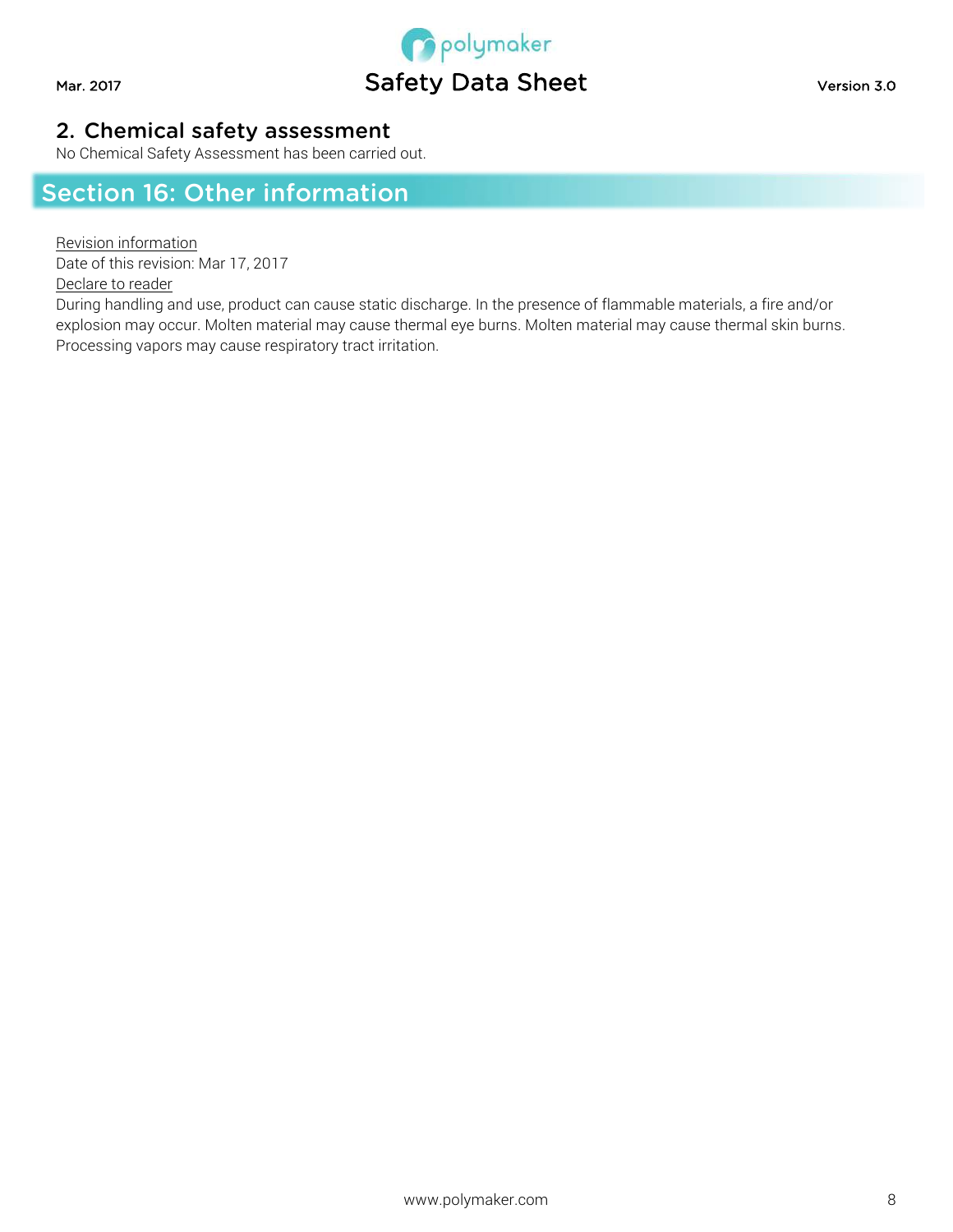## 2. Chemical safety assessment

No Chemical Safety Assessment has been carried out.

# Section 16: Other information

Revision information

Date of this revision: Mar 17, 2017

Declare to reader

During handling and use, product can cause static discharge. In the presence of flammable materials, a fire and/or explosion may occur. Molten material may cause thermal eye burns. Molten material may cause thermal skin burns. Processing vapors may cause respiratory tract irritation.